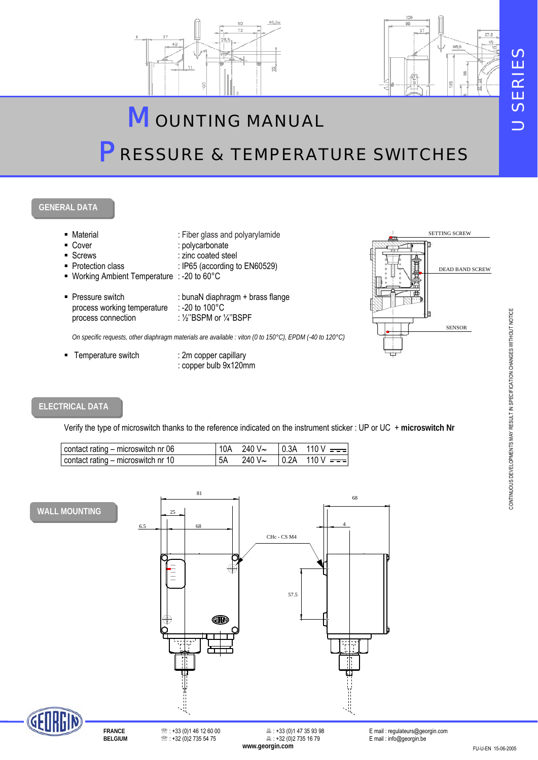# MOUNTING MANUAL

# PRESSURE & TEMPERATURE SWITCHES

U SERIES

## GENERAL DATA

- Material : Fiber glass and polyarylamide
- Cover : polycarbonate
- Screws : zinc coated steel
- Protection class : IP65 (according to EN60529)
- Working Ambient Temperature : -20 to 60°C

- Pressure switch : bunaN diaphragm + brass flange
  process working temperature : -20 to 100°C
  process connection : ½''BSPM or ¼''BSPF

*On specific requests, other diaphragm materials are available : viton (0 to 150°C), EPDM (-40 to 120°C)*

- Temperature switch : 2m copper capillary
  : copper bulb 9x120mm

SETTING SCREW

DEAD BAND SCREW

SENSOR

## ELECTRICAL DATA

Verify the type of microswitch thanks to the reference indicated on the instrument sticker : UP or UC + **microswitch Nr**

| | | |
|---|---|---|
| contact rating – microswitch nr 06 | 10A 240 V~ | 0.3A 110 V ⎓ |
| contact rating – microswitch nr 10 | 5A 240 V~ | 0.2A 110 V ⎓ |

## WALL MOUNTING

81, 25, 6.5, 68, CHc - CS M4, 68, 4, 57.5

CONTINUOUS DEVELOPMENTS MAY RESULT IN SPECIFICATION CHANGES WITHOUT NOTICE

| | | | |
|---|---|---|---|
| **FRANCE** | ☎ : +33 (0)1 46 12 60 00 | 🖷 : +33 (0)1 47 35 93 98 | E mail : regulateurs@georgin.com |
| **BELGIUM** | ☎ : +32 (0)2 735 54 75 | 🖷 : +32 (0)2 735 16 79 | E mail : info@georgin.be |

**www.georgin.com**

FU-U-EN 15-06-2005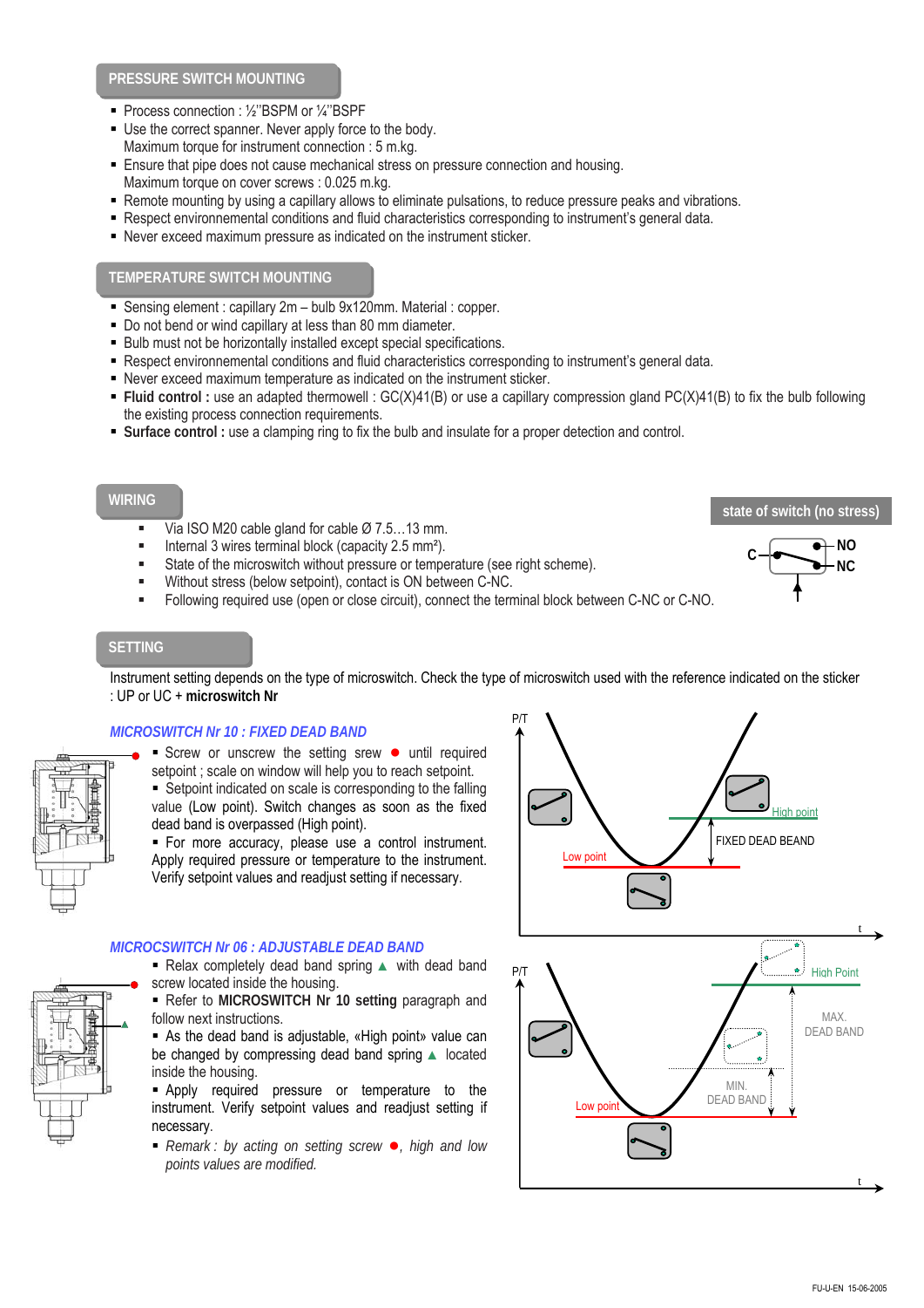## PRESSURE SWITCH MOUNTING

- Process connection : ½"BSPM or ¼"BSPF
- Use the correct spanner. Never apply force to the body.
  Maximum torque for instrument connection : 5 m.kg.
- Ensure that pipe does not cause mechanical stress on pressure connection and housing.
  Maximum torque on cover screws : 0.025 m.kg.
- Remote mounting by using a capillary allows to eliminate pulsations, to reduce pressure peaks and vibrations.
- Respect environnemental conditions and fluid characteristics corresponding to instrument's general data.
- Never exceed maximum pressure as indicated on the instrument sticker.

## TEMPERATURE SWITCH MOUNTING

- Sensing element : capillary 2m – bulb 9x120mm. Material : copper.
- Do not bend or wind capillary at less than 80 mm diameter.
- Bulb must not be horizontally installed except special specifications.
- Respect environnemental conditions and fluid characteristics corresponding to instrument's general data.
- Never exceed maximum temperature as indicated on the instrument sticker.
- **Fluid control :** use an adapted thermowell : GC(X)41(B) or use a capillary compression gland PC(X)41(B) to fix the bulb following the existing process connection requirements.
- **Surface control :** use a clamping ring to fix the bulb and insulate for a proper detection and control.

## WIRING

- Via ISO M20 cable gland for cable Ø 7.5…13 mm.
- Internal 3 wires terminal block (capacity 2.5 mm²).
- State of the microswitch without pressure or temperature (see right scheme).
- Without stress (below setpoint), contact is ON between C-NC.
- Following required use (open or close circuit), connect the terminal block between C-NC or C-NO.

state of switch (no stress)

C
NO
NC

## SETTING

Instrument setting depends on the type of microswitch. Check the type of microswitch used with the reference indicated on the sticker : UP or UC + **microswitch Nr**

### *MICROSWITCH Nr 10 : FIXED DEAD BAND*

- Screw or unscrew the setting srew ● until required setpoint ; scale on window will help you to reach setpoint.
- Setpoint indicated on scale is corresponding to the falling value (Low point). Switch changes as soon as the fixed dead band is overpassed (High point).
- For more accuracy, please use a control instrument. Apply required pressure or temperature to the instrument. Verify setpoint values and readjust setting if necessary.

P/T
High point
FIXED DEAD BEAND
Low point
t

### *MICROCSWITCH Nr 06 : ADJUSTABLE DEAD BAND*

- Relax completely dead band spring ▲ with dead band screw located inside the housing.
- Refer to **MICROSWITCH Nr 10 setting** paragraph and follow next instructions.
- As the dead band is adjustable, «High point» value can be changed by compressing dead band spring ▲ located inside the housing.
- Apply required pressure or temperature to the instrument. Verify setpoint values and readjust setting if necessary.
- *Remark : by acting on setting screw ●, high and low points values are modified.*

P/T
High Point
MAX.
DEAD BAND
MIN.
DEAD BAND
Low point
t